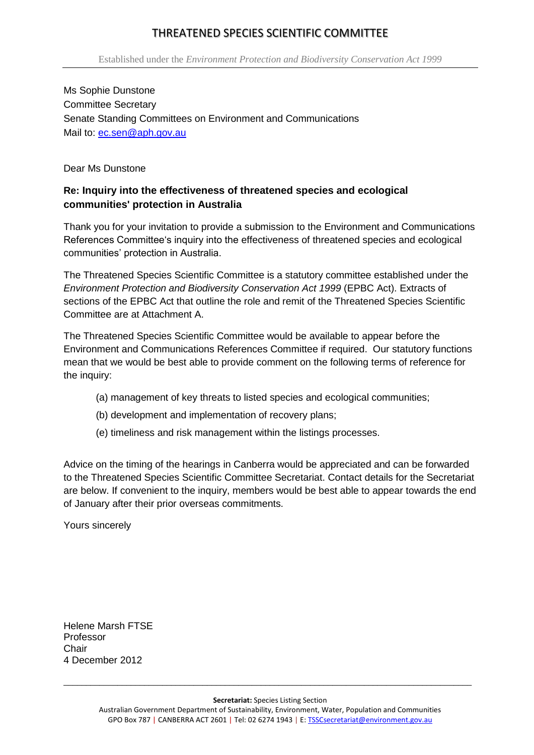# THREATENED SPECIES SCIENTIFIC COMMITTEE

Established under the *Environment Protection and Biodiversity Conservation Act 1999*

Ms Sophie Dunstone
Committee Secretary
Senate Standing Committees on Environment and Communications
Mail to: ec.sen@aph.gov.au

Dear Ms Dunstone

**Re: Inquiry into the effectiveness of threatened species and ecological communities' protection in Australia**

Thank you for your invitation to provide a submission to the Environment and Communications References Committee's inquiry into the effectiveness of threatened species and ecological communities' protection in Australia.

The Threatened Species Scientific Committee is a statutory committee established under the *Environment Protection and Biodiversity Conservation Act 1999* (EPBC Act). Extracts of sections of the EPBC Act that outline the role and remit of the Threatened Species Scientific Committee are at Attachment A.

The Threatened Species Scientific Committee would be available to appear before the Environment and Communications References Committee if required. Our statutory functions mean that we would be best able to provide comment on the following terms of reference for the inquiry:

- (a) management of key threats to listed species and ecological communities;
- (b) development and implementation of recovery plans;
- (e) timeliness and risk management within the listings processes.

Advice on the timing of the hearings in Canberra would be appreciated and can be forwarded to the Threatened Species Scientific Committee Secretariat. Contact details for the Secretariat are below. If convenient to the inquiry, members would be best able to appear towards the end of January after their prior overseas commitments.

Yours sincerely

Helene Marsh FTSE
Professor
Chair
4 December 2012

**Secretariat:** Species Listing Section
Australian Government Department of Sustainability, Environment, Water, Population and Communities
GPO Box 787 | CANBERRA ACT 2601 | Tel: 02 6274 1943 | E: TSSCsecretariat@environment.gov.au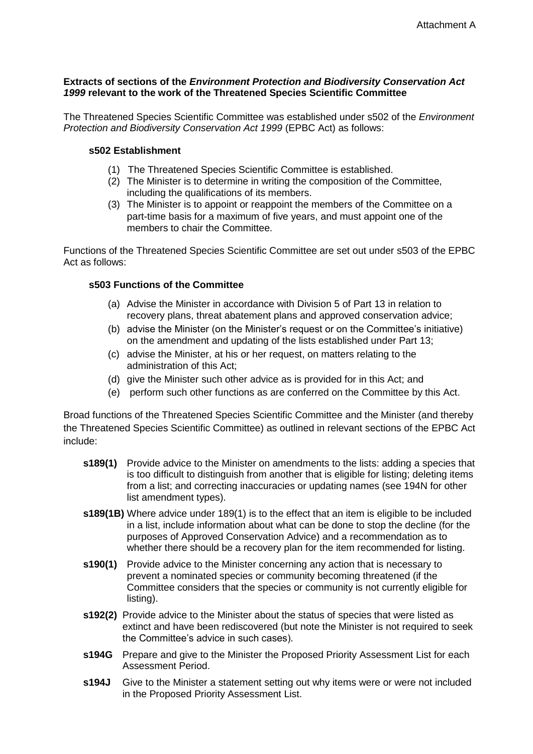Attachment A

**Extracts of sections of the *Environment Protection and Biodiversity Conservation Act 1999* relevant to the work of the Threatened Species Scientific Committee**

The Threatened Species Scientific Committee was established under s502 of the *Environment Protection and Biodiversity Conservation Act 1999* (EPBC Act) as follows:

**s502 Establishment**

1. The Threatened Species Scientific Committee is established.
2. The Minister is to determine in writing the composition of the Committee, including the qualifications of its members.
3. The Minister is to appoint or reappoint the members of the Committee on a part-time basis for a maximum of five years, and must appoint one of the members to chair the Committee.

Functions of the Threatened Species Scientific Committee are set out under s503 of the EPBC Act as follows:

**s503 Functions of the Committee**

(a) Advise the Minister in accordance with Division 5 of Part 13 in relation to recovery plans, threat abatement plans and approved conservation advice;

(b) advise the Minister (on the Minister's request or on the Committee's initiative) on the amendment and updating of the lists established under Part 13;

(c) advise the Minister, at his or her request, on matters relating to the administration of this Act;

(d) give the Minister such other advice as is provided for in this Act; and

(e) perform such other functions as are conferred on the Committee by this Act.

Broad functions of the Threatened Species Scientific Committee and the Minister (and thereby the Threatened Species Scientific Committee) as outlined in relevant sections of the EPBC Act include:

- **s189(1)** Provide advice to the Minister on amendments to the lists: adding a species that is too difficult to distinguish from another that is eligible for listing; deleting items from a list; and correcting inaccuracies or updating names (see 194N for other list amendment types).
- **s189(1B)** Where advice under 189(1) is to the effect that an item is eligible to be included in a list, include information about what can be done to stop the decline (for the purposes of Approved Conservation Advice) and a recommendation as to whether there should be a recovery plan for the item recommended for listing.
- **s190(1)** Provide advice to the Minister concerning any action that is necessary to prevent a nominated species or community becoming threatened (if the Committee considers that the species or community is not currently eligible for listing).
- **s192(2)** Provide advice to the Minister about the status of species that were listed as extinct and have been rediscovered (but note the Minister is not required to seek the Committee's advice in such cases).
- **s194G** Prepare and give to the Minister the Proposed Priority Assessment List for each Assessment Period.
- **s194J** Give to the Minister a statement setting out why items were or were not included in the Proposed Priority Assessment List.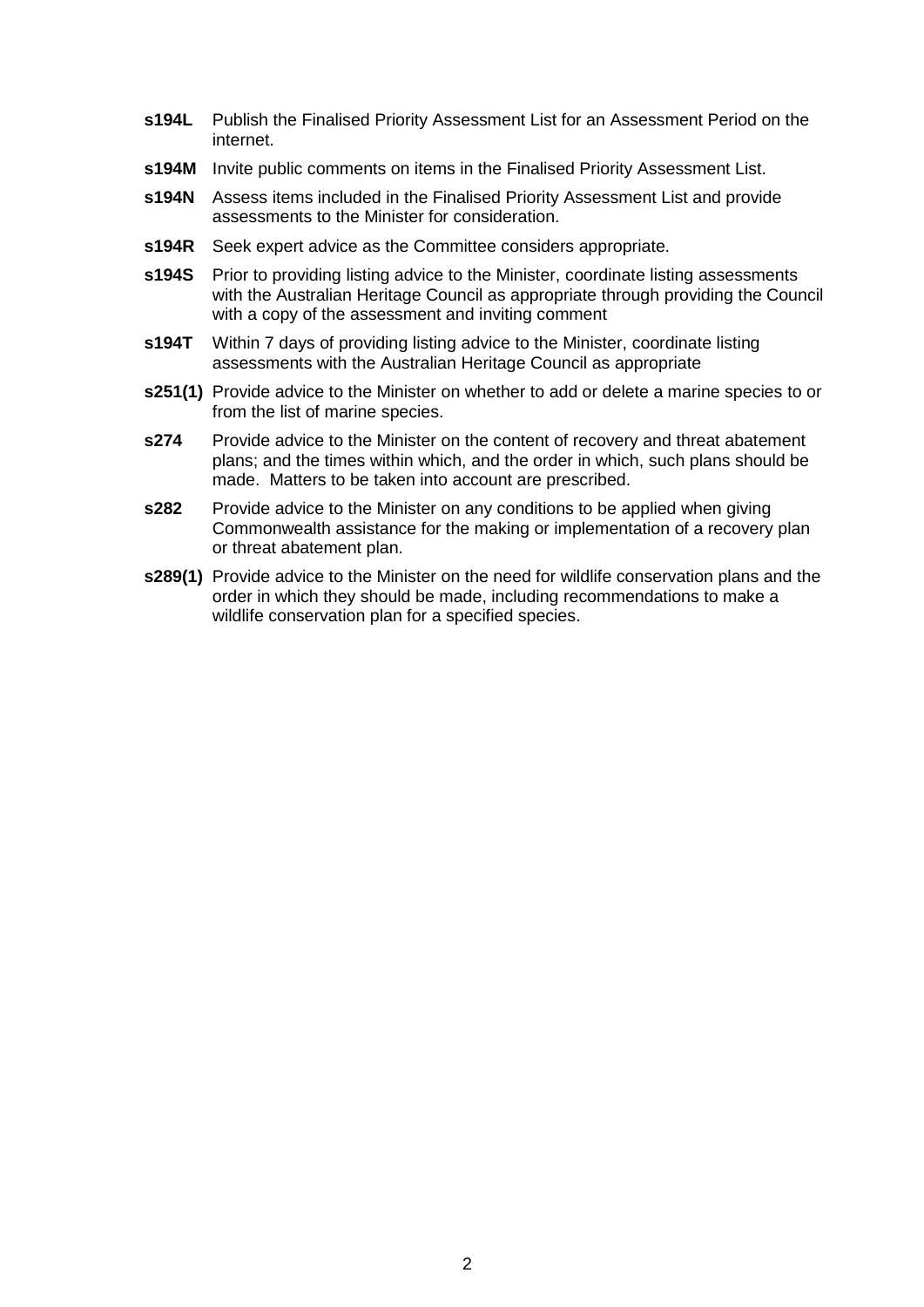**s194L** Publish the Finalised Priority Assessment List for an Assessment Period on the internet.

**s194M** Invite public comments on items in the Finalised Priority Assessment List.

**s194N** Assess items included in the Finalised Priority Assessment List and provide assessments to the Minister for consideration.

**s194R** Seek expert advice as the Committee considers appropriate.

**s194S** Prior to providing listing advice to the Minister, coordinate listing assessments with the Australian Heritage Council as appropriate through providing the Council with a copy of the assessment and inviting comment

**s194T** Within 7 days of providing listing advice to the Minister, coordinate listing assessments with the Australian Heritage Council as appropriate

**s251(1)** Provide advice to the Minister on whether to add or delete a marine species to or from the list of marine species.

**s274** Provide advice to the Minister on the content of recovery and threat abatement plans; and the times within which, and the order in which, such plans should be made. Matters to be taken into account are prescribed.

**s282** Provide advice to the Minister on any conditions to be applied when giving Commonwealth assistance for the making or implementation of a recovery plan or threat abatement plan.

**s289(1)** Provide advice to the Minister on the need for wildlife conservation plans and the order in which they should be made, including recommendations to make a wildlife conservation plan for a specified species.